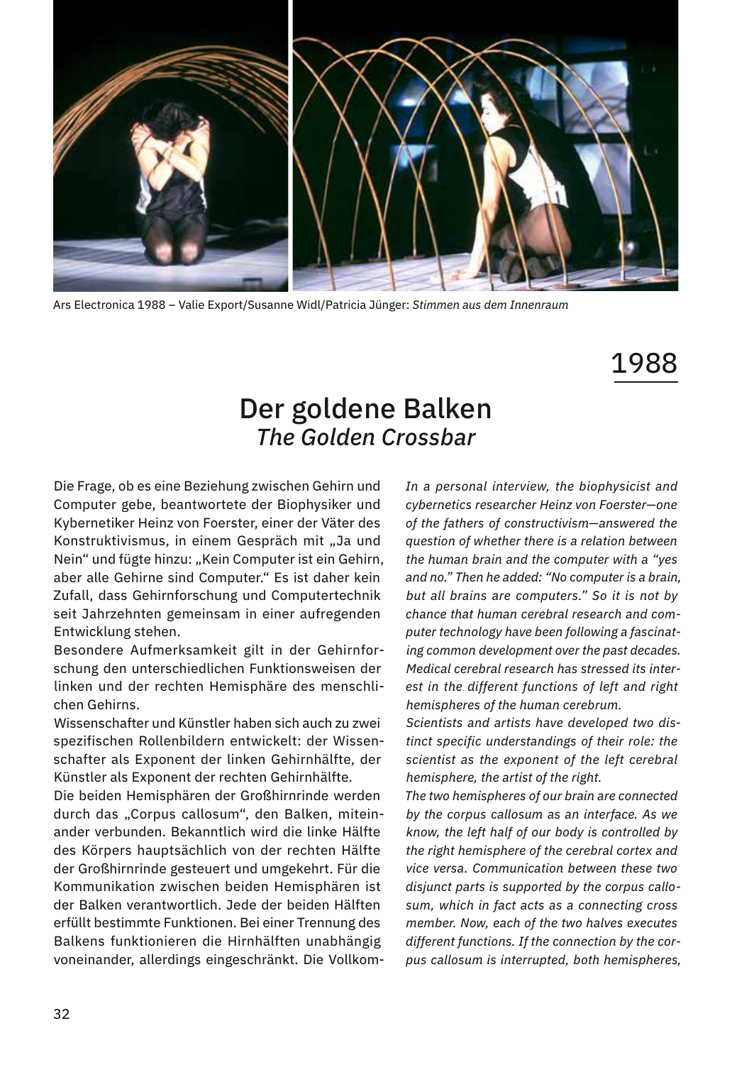Ars Electronica 1988 – Valie Export/Susanne Widl/Patricia Jünger: *Stimmen aus dem Innenraum*

1988

# Der goldene Balken
## *The Golden Crossbar*

Die Frage, ob es eine Beziehung zwischen Gehirn und Computer gebe, beantwortete der Biophysiker und Kybernetiker Heinz von Foerster, einer der Väter des Konstruktivismus, in einem Gespräch mit „Ja und Nein" und fügte hinzu: „Kein Computer ist ein Gehirn, aber alle Gehirne sind Computer." Es ist daher kein Zufall, dass Gehirnforschung und Computertechnik seit Jahrzehnten gemeinsam in einer aufregenden Entwicklung stehen.

Besondere Aufmerksamkeit gilt in der Gehirnforschung den unterschiedlichen Funktionsweisen der linken und der rechten Hemisphäre des menschlichen Gehirns.

Wissenschafter und Künstler haben sich auch zu zwei spezifischen Rollenbildern entwickelt: der Wissenschafter als Exponent der linken Gehirnhälfte, der Künstler als Exponent der rechten Gehirnhälfte.

Die beiden Hemisphären der Großhirnrinde werden durch das „Corpus callosum", den Balken, miteinander verbunden. Bekanntlich wird die linke Hälfte des Körpers hauptsächlich von der rechten Hälfte der Großhirnrinde gesteuert und umgekehrt. Für die Kommunikation zwischen beiden Hemisphären ist der Balken verantwortlich. Jede der beiden Hälften erfüllt bestimmte Funktionen. Bei einer Trennung des Balkens funktionieren die Hirnhälften unabhängig voneinander, allerdings eingeschränkt. Die Vollkom-

*In a personal interview, the biophysicist and cybernetics researcher Heinz von Foerster—one of the fathers of constructivism—answered the question of whether there is a relation between the human brain and the computer with a "yes and no." Then he added: "No computer is a brain, but all brains are computers." So it is not by chance that human cerebral research and computer technology have been following a fascinating common development over the past decades.*

*Medical cerebral research has stressed its interest in the different functions of left and right hemispheres of the human cerebrum.*

*Scientists and artists have developed two distinct specific understandings of their role: the scientist as the exponent of the left cerebral hemisphere, the artist of the right.*

*The two hemispheres of our brain are connected by the corpus callosum as an interface. As we know, the left half of our body is controlled by the right hemisphere of the cerebral cortex and vice versa. Communication between these two disjunct parts is supported by the corpus callosum, which in fact acts as a connecting cross member. Now, each of the two halves executes different functions. If the connection by the corpus callosum is interrupted, both hemispheres,*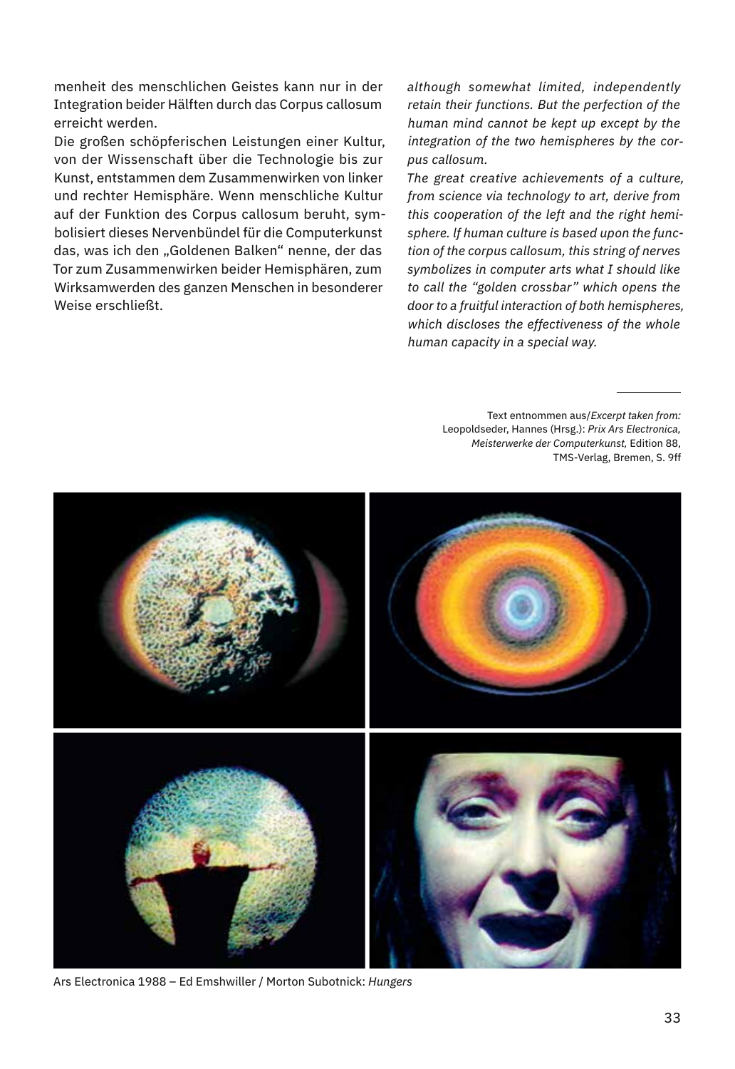menheit des menschlichen Geistes kann nur in der Integration beider Hälften durch das Corpus callosum erreicht werden.

Die großen schöpferischen Leistungen einer Kultur, von der Wissenschaft über die Technologie bis zur Kunst, entstammen dem Zusammenwirken von linker und rechter Hemisphäre. Wenn menschliche Kultur auf der Funktion des Corpus callosum beruht, symbolisiert dieses Nervenbündel für die Computerkunst das, was ich den „Goldenen Balken" nenne, der das Tor zum Zusammenwirken beider Hemisphären, zum Wirksamwerden des ganzen Menschen in besonderer Weise erschließt.

*although somewhat limited, independently retain their functions. But the perfection of the human mind cannot be kept up except by the integration of the two hemispheres by the corpus callosum.*

*The great creative achievements of a culture, from science via technology to art, derive from this cooperation of the left and the right hemisphere. If human culture is based upon the function of the corpus callosum, this string of nerves symbolizes in computer arts what I should like to call the "golden crossbar" which opens the door to a fruitful interaction of both hemispheres, which discloses the effectiveness of the whole human capacity in a special way.*

---

Text entnommen aus/*Excerpt taken from:*
Leopoldseder, Hannes (Hrsg.): *Prix Ars Electronica, Meisterwerke der Computerkunst,* Edition 88, TMS-Verlag, Bremen, S. 9ff

Ars Electronica 1988 – Ed Emshwiller / Morton Subotnick: *Hungers*